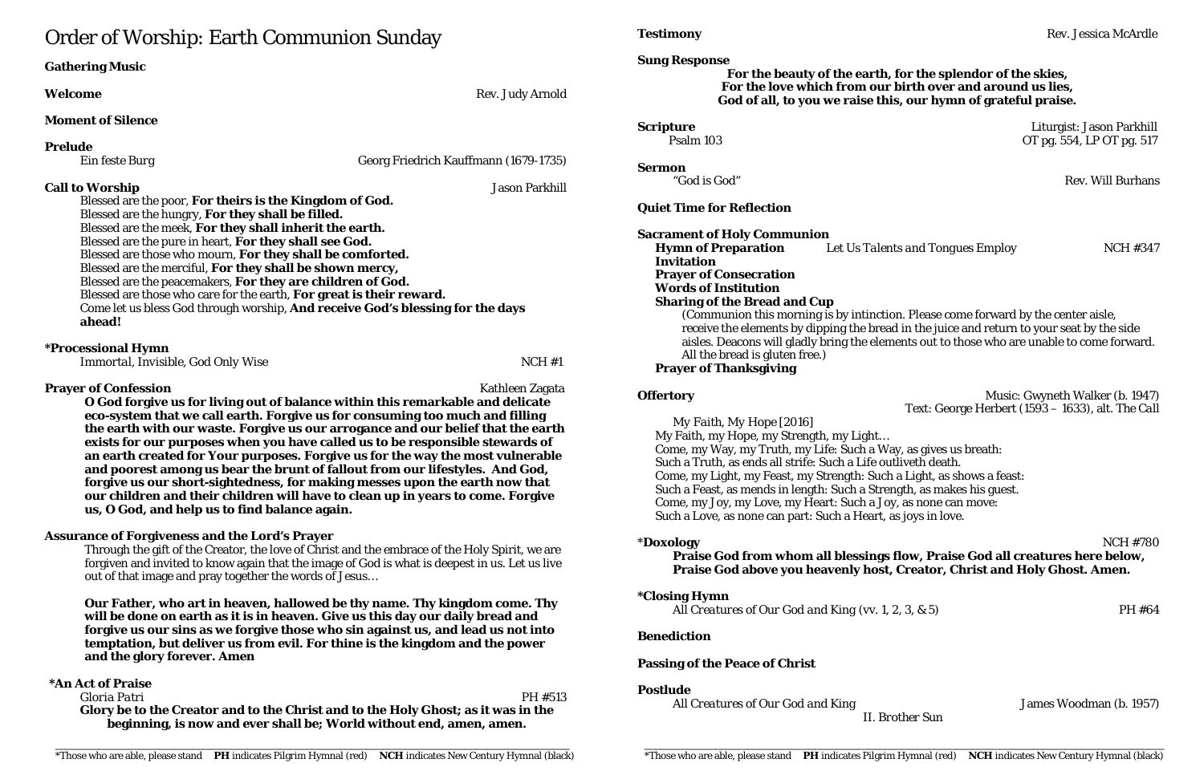# Order of Worship: Earth Communion Sunday

**Gathering Music**

**Welcome** Rev. Judy Arnold

**Moment of Silence**

**Prelude**
Ein feste Burg — Georg Friedrich Kauffmann (1679-1735)

**Call to Worship** Jason Parkhill

Blessed are the poor, **For theirs is the Kingdom of God.**
Blessed are the hungry, **For they shall be filled.**
Blessed are the meek, **For they shall inherit the earth.**
Blessed are the pure in heart, **For they shall see God.**
Blessed are those who mourn, **For they shall be comforted.**
Blessed are the merciful, **For they shall be shown mercy,**
Blessed are the peacemakers, **For they are children of God.**
Blessed are those who care for the earth, **For great is their reward.**
Come let us bless God through worship, **And receive God's blessing for the days ahead!**

***Processional Hymn**
*Immortal, Invisible, God Only Wise* — NCH #1

**Prayer of Confession** Kathleen Zagata

**O God forgive us for living out of balance within this remarkable and delicate eco-system that we call earth. Forgive us for consuming too much and filling the earth with our waste. Forgive us our arrogance and our belief that the earth exists for our purposes when you have called us to be responsible stewards of an earth created for Your purposes. Forgive us for the way the most vulnerable and poorest among us bear the brunt of fallout from our lifestyles. And God, forgive us our short-sightedness, for making messes upon the earth now that our children and their children will have to clean up in years to come. Forgive us, O God, and help us to find balance again.**

**Assurance of Forgiveness and the Lord's Prayer**

Through the gift of the Creator, the love of Christ and the embrace of the Holy Spirit, we are forgiven and invited to know again that the image of God is what is deepest in us. Let us live out of that image and pray together the words of Jesus…

**Our Father, who art in heaven, hallowed be thy name. Thy kingdom come. Thy will be done on earth as it is in heaven. Give us this day our daily bread and forgive us our sins as we forgive those who sin against us, and lead us not into temptation, but deliver us from evil. For thine is the kingdom and the power and the glory forever. Amen**

***An Act of Praise**
*Gloria Patri* — PH #513

**Glory be to the Creator and to the Christ and to the Holy Ghost; as it was in the beginning, is now and ever shall be; World without end, amen, amen.**

**Testimony** Rev. Jessica McArdle

**Sung Response**

**For the beauty of the earth, for the splendor of the skies,**
**For the love which from our birth over and around us lies,**
**God of all, to you we raise this, our hymn of grateful praise.**

**Scripture** Liturgist: Jason Parkhill
Psalm 103 — OT pg. 554, LP OT pg. 517

**Sermon**
"God is God" — Rev. Will Burhans

**Quiet Time for Reflection**

**Sacrament of Holy Communion**

**Hymn of Preparation** *Let Us Talents and Tongues Employ* — NCH #347
**Invitation**
**Prayer of Consecration**
**Words of Institution**
**Sharing of the Bread and Cup**

(Communion this morning is by intinction. Please come forward by the center aisle, receive the elements by dipping the bread in the juice and return to your seat by the side aisles. Deacons will gladly bring the elements out to those who are unable to come forward. All the bread is gluten free.)

**Prayer of Thanksgiving**

**Offertory** Music: Gwyneth Walker (b. 1947)
Text: George Herbert (1593 – 1633), alt. *The Call*

My Faith, My Hope [2016]

My Faith, my Hope, my Strength, my Light…
Come, my Way, my Truth, my Life: Such a Way, as gives us breath:
Such a Truth, as ends all strife: Such a Life outliveth death.
Come, my Light, my Feast, my Strength: Such a Light, as shows a feast:
Such a Feast, as mends in length: Such a Strength, as makes his guest.
Come, my Joy, my Love, my Heart: Such a Joy, as none can move:
Such a Love, as none can part: Such a Heart, as joys in love.

***Doxology** NCH #780

**Praise God from whom all blessings flow, Praise God all creatures here below, Praise God above you heavenly host, Creator, Christ and Holy Ghost. Amen.**

***Closing Hymn**
*All Creatures of Our God and King* (vv. 1, 2, 3, & 5) — PH #64

**Benediction**

**Passing of the Peace of Christ**

**Postlude**
*All Creatures of Our God and King* — James Woodman (b. 1957)
II. Brother Sun

*Those who are able, please stand **PH** indicates Pilgrim Hymnal (red) **NCH** indicates New Century Hymnal (black)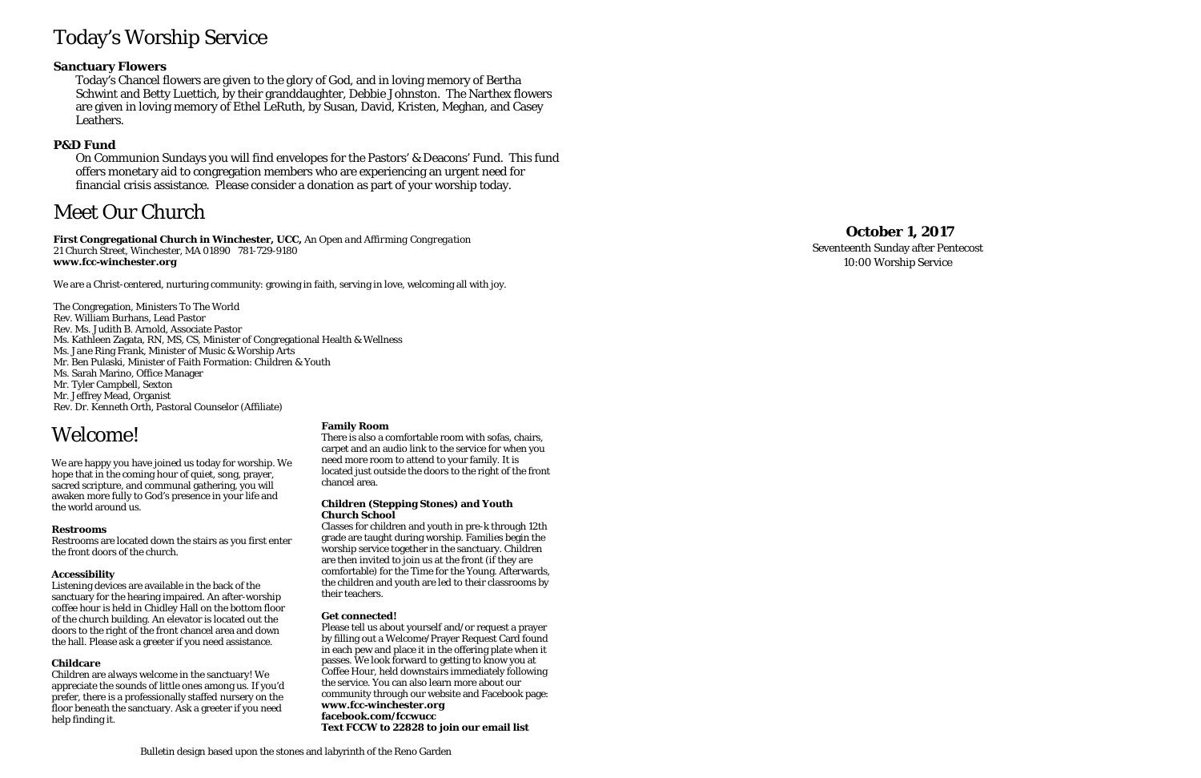# Today's Worship Service

**Sanctuary Flowers**

Today's Chancel flowers are given to the glory of God, and in loving memory of Bertha Schwint and Betty Luettich, by their granddaughter, Debbie Johnston. The Narthex flowers are given in loving memory of Ethel LeRuth, by Susan, David, Kristen, Meghan, and Casey Leathers.

**P&D Fund**

On Communion Sundays you will find envelopes for the Pastors' & Deacons' Fund. This fund offers monetary aid to congregation members who are experiencing an urgent need for financial crisis assistance. Please consider a donation as part of your worship today.

# Meet Our Church

**First Congregational Church in Winchester, UCC,** *An Open and Affirming Congregation*
21 Church Street, Winchester, MA 01890 781-729-9180
**www.fcc-winchester.org**

We are a Christ-centered, nurturing community: growing in faith, serving in love, welcoming all with joy.

The Congregation, Ministers To The World
Rev. William Burhans, Lead Pastor
Rev. Ms. Judith B. Arnold, Associate Pastor
Ms. Kathleen Zagata, RN, MS, CS, Minister of Congregational Health & Wellness
Ms. Jane Ring Frank, Minister of Music & Worship Arts
Mr. Ben Pulaski, Minister of Faith Formation: Children & Youth
Ms. Sarah Marino, Office Manager
Mr. Tyler Campbell, Sexton
Mr. Jeffrey Mead, Organist
Rev. Dr. Kenneth Orth, Pastoral Counselor (Affiliate)

# Welcome!

We are happy you have joined us today for worship. We hope that in the coming hour of quiet, song, prayer, sacred scripture, and communal gathering, you will awaken more fully to God's presence in your life and the world around us.

**Restrooms**

Restrooms are located down the stairs as you first enter the front doors of the church.

**Accessibility**

Listening devices are available in the back of the sanctuary for the hearing impaired. An after-worship coffee hour is held in Chidley Hall on the bottom floor of the church building. An elevator is located out the doors to the right of the front chancel area and down the hall. Please ask a greeter if you need assistance.

**Childcare**

Children are always welcome in the sanctuary! We appreciate the sounds of little ones among us. If you'd prefer, there is a professionally staffed nursery on the floor beneath the sanctuary. Ask a greeter if you need help finding it.

**Family Room**

There is also a comfortable room with sofas, chairs, carpet and an audio link to the service for when you need more room to attend to your family. It is located just outside the doors to the right of the front chancel area.

**Children (Stepping Stones) and Youth Church School**

Classes for children and youth in pre-k through 12th grade are taught during worship. Families begin the worship service together in the sanctuary. Children are then invited to join us at the front (if they are comfortable) for the Time for the Young. Afterwards, the children and youth are led to their classrooms by their teachers.

**Get connected!**

Please tell us about yourself and/or request a prayer by filling out a Welcome/Prayer Request Card found in each pew and place it in the offering plate when it passes. We look forward to getting to know you at Coffee Hour, held downstairs immediately following the service. You can also learn more about our community through our website and Facebook page:
**www.fcc-winchester.org**
**facebook.com/fccwucc**
**Text FCCW to 22828 to join our email list**

Bulletin design based upon the stones and labyrinth of the Reno Garden

**October 1, 2017**
Seventeenth Sunday after Pentecost
10:00 Worship Service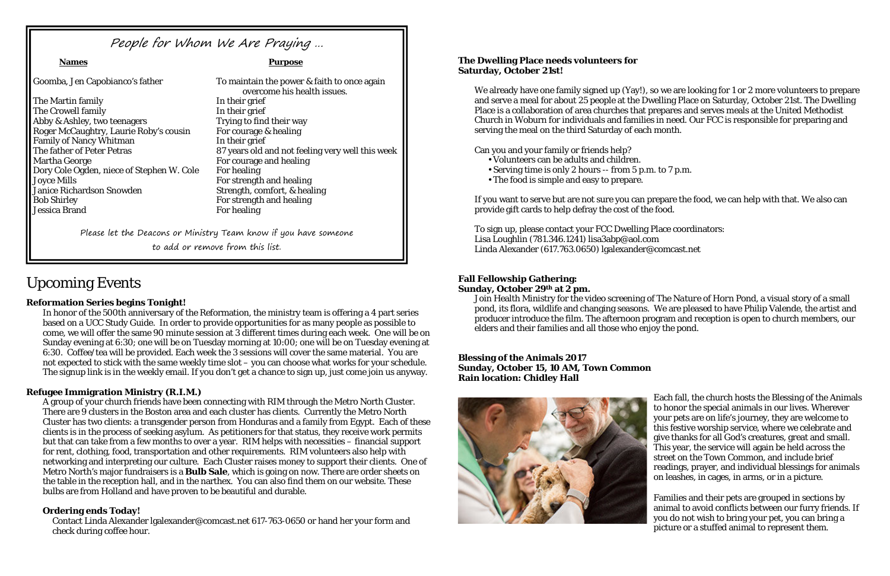## People for Whom We Are Praying …

| **Names** | **Purpose** |
|---|---|
| Goomba, Jen Capobianco's father | To maintain the power & faith to once again overcome his health issues. |
| The Martin family | In their grief |
| The Crowell family | In their grief |
| Abby & Ashley, two teenagers | Trying to find their way |
| Roger McCaughtry, Laurie Roby's cousin | For courage & healing |
| Family of Nancy Whitman | In their grief |
| The father of Peter Petras | 87 years old and not feeling very well this week |
| Martha George | For courage and healing |
| Dory Cole Ogden, niece of Stephen W. Cole | For healing |
| Joyce Mills | For strength and healing |
| Janice Richardson Snowden | Strength, comfort, & healing |
| Bob Shirley | For strength and healing |
| Jessica Brand | For healing |

Please let the Deacons or Ministry Team know if you have someone to add or remove from this list.

# Upcoming Events

**Reformation Series begins Tonight!**

In honor of the 500th anniversary of the Reformation, the ministry team is offering a 4 part series based on a UCC Study Guide. In order to provide opportunities for as many people as possible to come, we will offer the same 90 minute session at 3 different times during each week. One will be on Sunday evening at 6:30; one will be on Tuesday morning at 10:00; one will be on Tuesday evening at 6:30. Coffee/tea will be provided. Each week the 3 sessions will cover the same material. You are not expected to stick with the same weekly time slot – you can choose what works for your schedule. The signup link is in the weekly email. If you don't get a chance to sign up, just come join us anyway.

**Refugee Immigration Ministry (R.I.M.)**

A group of your church friends have been connecting with RIM through the Metro North Cluster. There are 9 clusters in the Boston area and each cluster has clients. Currently the Metro North Cluster has two clients: a transgender person from Honduras and a family from Egypt. Each of these clients is in the process of seeking asylum. As petitioners for that status, they receive work permits but that can take from a few months to over a year. RIM helps with necessities – financial support for rent, clothing, food, transportation and other requirements. RIM volunteers also help with networking and interpreting our culture. Each Cluster raises money to support their clients. One of Metro North's major fundraisers is a **Bulb Sale**, which is going on now. There are order sheets on the table in the reception hall, and in the narthex. You can also find them on our website. These bulbs are from Holland and have proven to be beautiful and durable.

**Ordering ends Today!**

Contact Linda Alexander lgalexander@comcast.net 617-763-0650 or hand her your form and check during coffee hour.

**The Dwelling Place needs volunteers for Saturday, October 21st!**

We already have one family signed up (Yay!), so we are looking for 1 or 2 more volunteers to prepare and serve a meal for about 25 people at the Dwelling Place on Saturday, October 21st. The Dwelling Place is a collaboration of area churches that prepares and serves meals at the United Methodist Church in Woburn for individuals and families in need. Our FCC is responsible for preparing and serving the meal on the third Saturday of each month.

Can you and your family or friends help?

- Volunteers can be adults and children.
- Serving time is only 2 hours -- from 5 p.m. to 7 p.m.
- The food is simple and easy to prepare.

If you want to serve but are not sure you can prepare the food, we can help with that. We also can provide gift cards to help defray the cost of the food.

To sign up, please contact your FCC Dwelling Place coordinators:
Lisa Loughlin (781.346.1241) lisa3abp@aol.com
Linda Alexander (617.763.0650) lgalexander@comcast.net

**Fall Fellowship Gathering:**
**Sunday, October 29th at 2 pm.**

Join Health Ministry for the video screening of *The Nature of Horn Pond*, a visual story of a small pond, its flora, wildlife and changing seasons. We are pleased to have Philip Valende, the artist and producer introduce the film. The afternoon program and reception is open to church members, our elders and their families and all those who enjoy the pond.

**Blessing of the Animals 2017**
**Sunday, October 15, 10 AM, Town Common**
**Rain location: Chidley Hall**

Each fall, the church hosts the Blessing of the Animals to honor the special animals in our lives. Wherever your pets are on life's journey, they are welcome to this festive worship service, where we celebrate and give thanks for all God's creatures, great and small. This year, the service will again be held across the street on the Town Common, and include brief readings, prayer, and individual blessings for animals on leashes, in cages, in arms, or in a picture.

Families and their pets are grouped in sections by animal to avoid conflicts between our furry friends. If you do not wish to bring your pet, you can bring a picture or a stuffed animal to represent them.